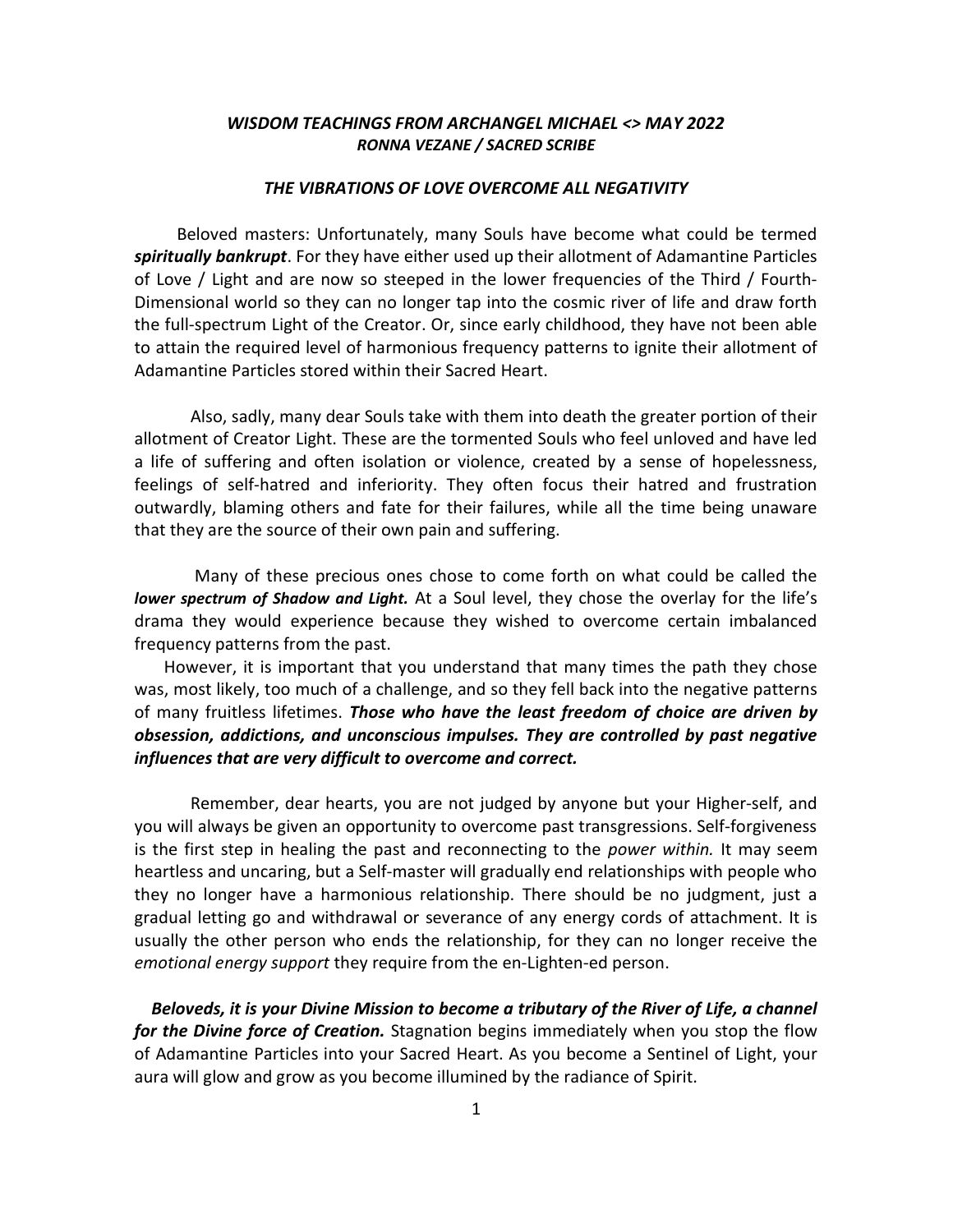### *WISDOM TEACHINGS FROM ARCHANGEL MICHAEL <> MAY 2022*
### *RONNA VEZANE / SACRED SCRIBE*

### *THE VIBRATIONS OF LOVE OVERCOME ALL NEGATIVITY*

Beloved masters: Unfortunately, many Souls have become what could be termed ***spiritually bankrupt***. For they have either used up their allotment of Adamantine Particles of Love / Light and are now so steeped in the lower frequencies of the Third / Fourth-Dimensional world so they can no longer tap into the cosmic river of life and draw forth the full-spectrum Light of the Creator. Or, since early childhood, they have not been able to attain the required level of harmonious frequency patterns to ignite their allotment of Adamantine Particles stored within their Sacred Heart.

Also, sadly, many dear Souls take with them into death the greater portion of their allotment of Creator Light. These are the tormented Souls who feel unloved and have led a life of suffering and often isolation or violence, created by a sense of hopelessness, feelings of self-hatred and inferiority. They often focus their hatred and frustration outwardly, blaming others and fate for their failures, while all the time being unaware that they are the source of their own pain and suffering.

Many of these precious ones chose to come forth on what could be called the ***lower spectrum of Shadow and Light.*** At a Soul level, they chose the overlay for the life's drama they would experience because they wished to overcome certain imbalanced frequency patterns from the past.

However, it is important that you understand that many times the path they chose was, most likely, too much of a challenge, and so they fell back into the negative patterns of many fruitless lifetimes. ***Those who have the least freedom of choice are driven by obsession, addictions, and unconscious impulses. They are controlled by past negative influences that are very difficult to overcome and correct.***

Remember, dear hearts, you are not judged by anyone but your Higher-self, and you will always be given an opportunity to overcome past transgressions. Self-forgiveness is the first step in healing the past and reconnecting to the *power within.* It may seem heartless and uncaring, but a Self-master will gradually end relationships with people who they no longer have a harmonious relationship. There should be no judgment, just a gradual letting go and withdrawal or severance of any energy cords of attachment. It is usually the other person who ends the relationship, for they can no longer receive the *emotional energy support* they require from the en-Lighten-ed person.

***Beloveds, it is your Divine Mission to become a tributary of the River of Life, a channel for the Divine force of Creation.*** Stagnation begins immediately when you stop the flow of Adamantine Particles into your Sacred Heart. As you become a Sentinel of Light, your aura will glow and grow as you become illumined by the radiance of Spirit.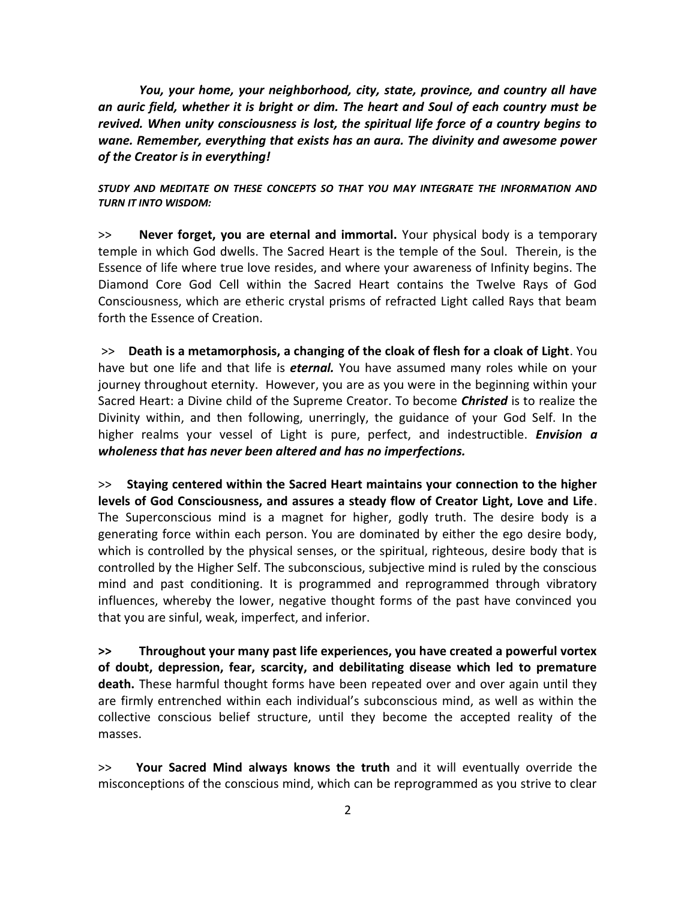*You, your home, your neighborhood, city, state, province, and country all have an auric field, whether it is bright or dim. The heart and Soul of each country must be revived. When unity consciousness is lost, the spiritual life force of a country begins to wane. Remember, everything that exists has an aura. The divinity and awesome power of the Creator is in everything!*

***STUDY AND MEDITATE ON THESE CONCEPTS SO THAT YOU MAY INTEGRATE THE INFORMATION AND TURN IT INTO WISDOM:***

>> **Never forget, you are eternal and immortal.** Your physical body is a temporary temple in which God dwells. The Sacred Heart is the temple of the Soul. Therein, is the Essence of life where true love resides, and where your awareness of Infinity begins. The Diamond Core God Cell within the Sacred Heart contains the Twelve Rays of God Consciousness, which are etheric crystal prisms of refracted Light called Rays that beam forth the Essence of Creation.

>> **Death is a metamorphosis, a changing of the cloak of flesh for a cloak of Light**. You have but one life and that life is ***eternal.*** You have assumed many roles while on your journey throughout eternity. However, you are as you were in the beginning within your Sacred Heart: a Divine child of the Supreme Creator. To become ***Christed*** is to realize the Divinity within, and then following, unerringly, the guidance of your God Self. In the higher realms your vessel of Light is pure, perfect, and indestructible. ***Envision a wholeness that has never been altered and has no imperfections.***

>> **Staying centered within the Sacred Heart maintains your connection to the higher levels of God Consciousness, and assures a steady flow of Creator Light, Love and Life**. The Superconscious mind is a magnet for higher, godly truth. The desire body is a generating force within each person. You are dominated by either the ego desire body, which is controlled by the physical senses, or the spiritual, righteous, desire body that is controlled by the Higher Self. The subconscious, subjective mind is ruled by the conscious mind and past conditioning. It is programmed and reprogrammed through vibratory influences, whereby the lower, negative thought forms of the past have convinced you that you are sinful, weak, imperfect, and inferior.

**>> Throughout your many past life experiences, you have created a powerful vortex of doubt, depression, fear, scarcity, and debilitating disease which led to premature death.** These harmful thought forms have been repeated over and over again until they are firmly entrenched within each individual's subconscious mind, as well as within the collective conscious belief structure, until they become the accepted reality of the masses.

>> **Your Sacred Mind always knows the truth** and it will eventually override the misconceptions of the conscious mind, which can be reprogrammed as you strive to clear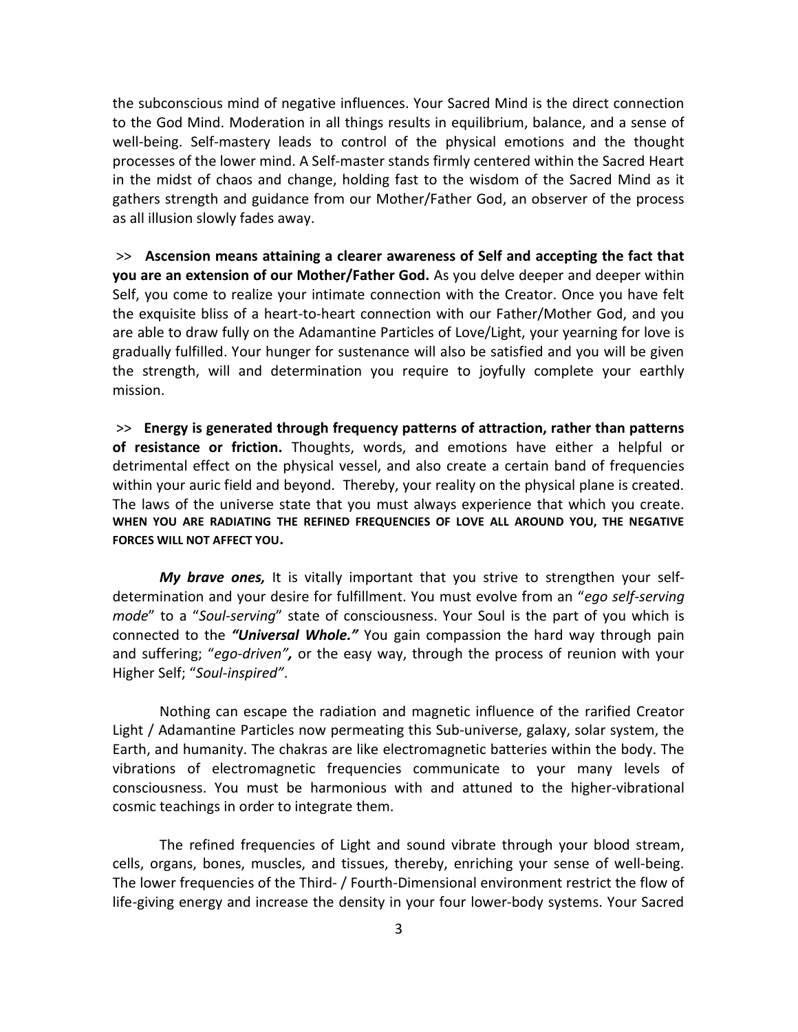the subconscious mind of negative influences. Your Sacred Mind is the direct connection to the God Mind. Moderation in all things results in equilibrium, balance, and a sense of well-being. Self-mastery leads to control of the physical emotions and the thought processes of the lower mind. A Self-master stands firmly centered within the Sacred Heart in the midst of chaos and change, holding fast to the wisdom of the Sacred Mind as it gathers strength and guidance from our Mother/Father God, an observer of the process as all illusion slowly fades away.

\>> **Ascension means attaining a clearer awareness of Self and accepting the fact that you are an extension of our Mother/Father God.** As you delve deeper and deeper within Self, you come to realize your intimate connection with the Creator. Once you have felt the exquisite bliss of a heart-to-heart connection with our Father/Mother God, and you are able to draw fully on the Adamantine Particles of Love/Light, your yearning for love is gradually fulfilled. Your hunger for sustenance will also be satisfied and you will be given the strength, will and determination you require to joyfully complete your earthly mission.

\>> **Energy is generated through frequency patterns of attraction, rather than patterns of resistance or friction.** Thoughts, words, and emotions have either a helpful or detrimental effect on the physical vessel, and also create a certain band of frequencies within your auric field and beyond. Thereby, your reality on the physical plane is created. The laws of the universe state that you must always experience that which you create. **WHEN YOU ARE RADIATING THE REFINED FREQUENCIES OF LOVE ALL AROUND YOU, THE NEGATIVE FORCES WILL NOT AFFECT YOU.**

***My brave ones,*** It is vitally important that you strive to strengthen your self-determination and your desire for fulfillment. You must evolve from an "*ego self-serving mode*" to a "*Soul-serving*" state of consciousness. Your Soul is the part of you which is connected to the ***"Universal Whole."*** You gain compassion the hard way through pain and suffering; "*ego-driven"****,*** or the easy way, through the process of reunion with your Higher Self; "*Soul-inspired"*.

Nothing can escape the radiation and magnetic influence of the rarified Creator Light / Adamantine Particles now permeating this Sub-universe, galaxy, solar system, the Earth, and humanity. The chakras are like electromagnetic batteries within the body. The vibrations of electromagnetic frequencies communicate to your many levels of consciousness. You must be harmonious with and attuned to the higher-vibrational cosmic teachings in order to integrate them.

The refined frequencies of Light and sound vibrate through your blood stream, cells, organs, bones, muscles, and tissues, thereby, enriching your sense of well-being. The lower frequencies of the Third- / Fourth-Dimensional environment restrict the flow of life-giving energy and increase the density in your four lower-body systems. Your Sacred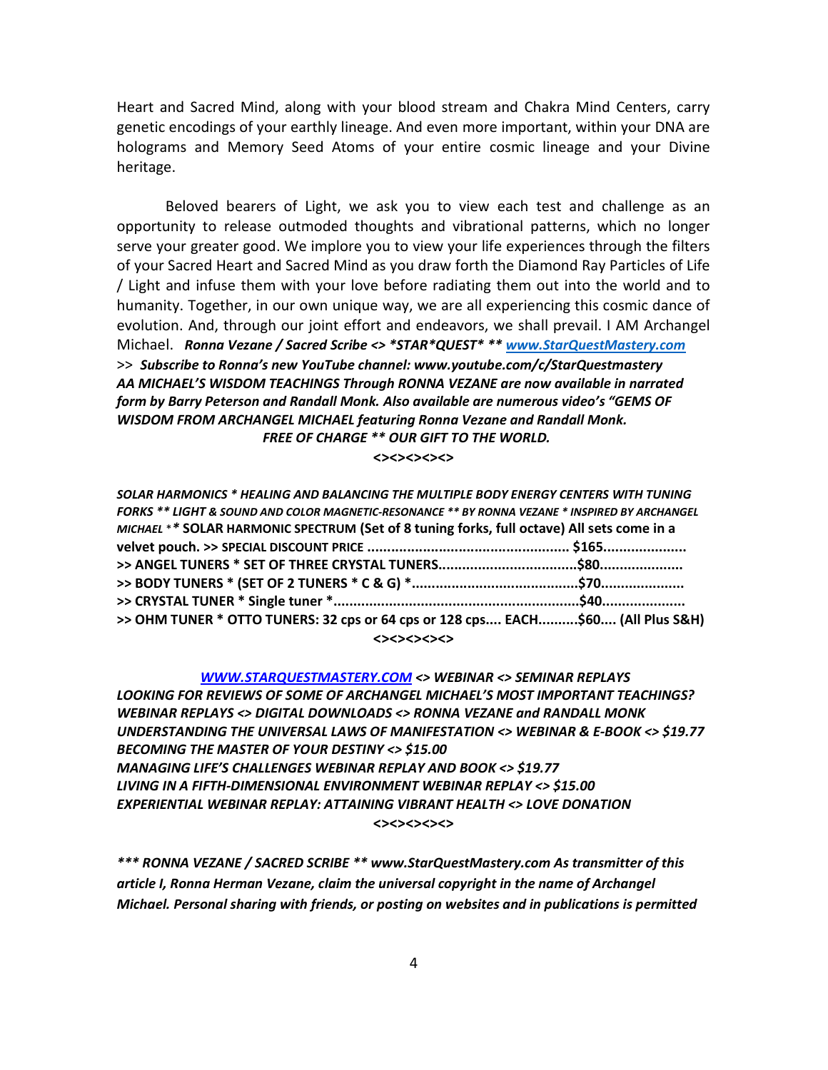Heart and Sacred Mind, along with your blood stream and Chakra Mind Centers, carry genetic encodings of your earthly lineage. And even more important, within your DNA are holograms and Memory Seed Atoms of your entire cosmic lineage and your Divine heritage.

Beloved bearers of Light, we ask you to view each test and challenge as an opportunity to release outmoded thoughts and vibrational patterns, which no longer serve your greater good. We implore you to view your life experiences through the filters of your Sacred Heart and Sacred Mind as you draw forth the Diamond Ray Particles of Life / Light and infuse them with your love before radiating them out into the world and to humanity. Together, in our own unique way, we are all experiencing this cosmic dance of evolution. And, through our joint effort and endeavors, we shall prevail. I AM Archangel Michael. ***Ronna Vezane / Sacred Scribe <> *STAR*QUEST* ** [www.StarQuestMastery.com](www.StarQuestMastery.com)***
\>> ***Subscribe to Ronna's new YouTube channel: www.youtube.com/c/StarQuestmastery***
***AA MICHAEL'S WISDOM TEACHINGS Through RONNA VEZANE are now available in narrated form by Barry Peterson and Randall Monk. Also available are numerous video's "GEMS OF WISDOM FROM ARCHANGEL MICHAEL featuring Ronna Vezane and Randall Monk.***
***FREE OF CHARGE ** OUR GIFT TO THE WORLD.***

**<><><><><>**

***SOLAR HARMONICS * HEALING AND BALANCING THE MULTIPLE BODY ENERGY CENTERS WITH TUNING FORKS ** LIGHT & SOUND AND COLOR MAGNETIC-RESONANCE ** BY RONNA VEZANE * INSPIRED BY ARCHANGEL MICHAEL*** *** SOLAR HARMONIC SPECTRUM (Set of 8 tuning forks, full octave) All sets come in a velvet pouch. >> SPECIAL DISCOUNT PRICE .................................................. $165....................**
**>> ANGEL TUNERS * SET OF THREE CRYSTAL TUNERS..................................$80....................**
**>> BODY TUNERS * (SET OF 2 TUNERS * C & G) *.........................................$70....................**
**>> CRYSTAL TUNER * Single tuner *............................................................$40....................**
**>> OHM TUNER * OTTO TUNERS: 32 cps or 64 cps or 128 cps.... EACH..........$60.... (All Plus S&H)**

**<><><><><>**

***[WWW.STARQUESTMASTERY.COM](www.StarQuestMastery.com) <> WEBINAR <> SEMINAR REPLAYS***
***LOOKING FOR REVIEWS OF SOME OF ARCHANGEL MICHAEL'S MOST IMPORTANT TEACHINGS?***
***WEBINAR REPLAYS <> DIGITAL DOWNLOADS <> RONNA VEZANE and RANDALL MONK***
***UNDERSTANDING THE UNIVERSAL LAWS OF MANIFESTATION <> WEBINAR & E-BOOK <> $19.77***
***BECOMING THE MASTER OF YOUR DESTINY <> $15.00***
***MANAGING LIFE'S CHALLENGES WEBINAR REPLAY AND BOOK <> $19.77***
***LIVING IN A FIFTH-DIMENSIONAL ENVIRONMENT WEBINAR REPLAY <> $15.00***
***EXPERIENTIAL WEBINAR REPLAY: ATTAINING VIBRANT HEALTH <> LOVE DONATION***

**<><><><><>**

****** RONNA VEZANE / SACRED SCRIBE ** www.StarQuestMastery.com As transmitter of this article I, Ronna Herman Vezane, claim the universal copyright in the name of Archangel Michael. Personal sharing with friends, or posting on websites and in publications is permitted***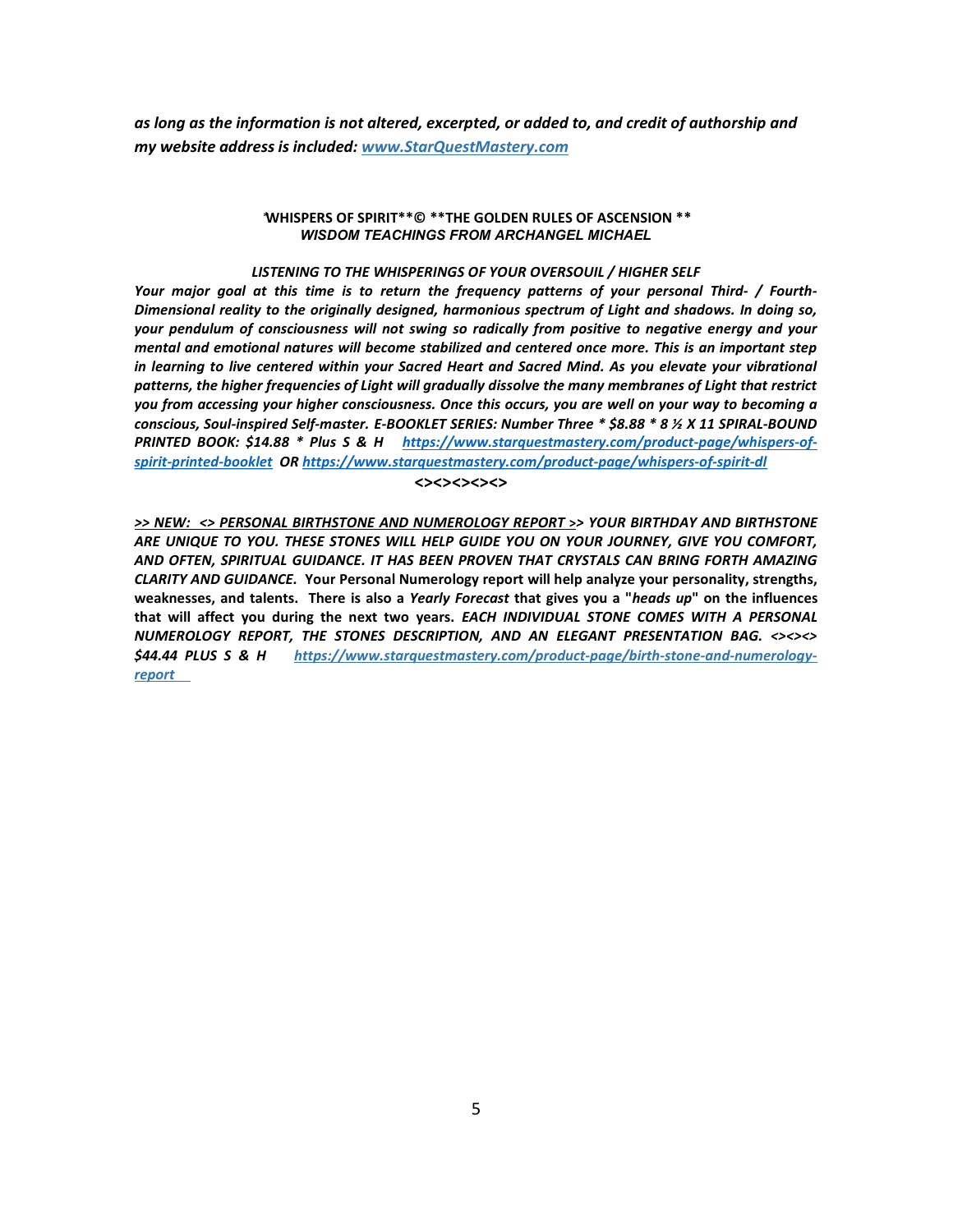***as long as the information is not altered, excerpted, or added to, and credit of authorship and my website address is included: [www.StarQuestMastery.com](www.StarQuestMastery.com)***

**\*WHISPERS OF SPIRIT**© **THE GOLDEN RULES OF ASCENSION ****
***WISDOM TEACHINGS FROM ARCHANGEL MICHAEL***

***LISTENING TO THE WHISPERINGS OF YOUR OVERSOUIL / HIGHER SELF***

***Your major goal at this time is to return the frequency patterns of your personal Third- / Fourth-Dimensional reality to the originally designed, harmonious spectrum of Light and shadows. In doing so, your pendulum of consciousness will not swing so radically from positive to negative energy and your mental and emotional natures will become stabilized and centered once more. This is an important step in learning to live centered within your Sacred Heart and Sacred Mind. As you elevate your vibrational patterns, the higher frequencies of Light will gradually dissolve the many membranes of Light that restrict you from accessing your higher consciousness. Once this occurs, you are well on your way to becoming a conscious, Soul-inspired Self-master. E-BOOKLET SERIES: Number Three * $8.88 * 8 ½ X 11 SPIRAL-BOUND PRINTED BOOK: $14.88 * Plus S & H [https://www.starquestmastery.com/product-page/whispers-of-spirit-printed-booklet](https://www.starquestmastery.com/product-page/whispers-of-spirit-printed-booklet) OR [https://www.starquestmastery.com/product-page/whispers-of-spirit-dl](https://www.starquestmastery.com/product-page/whispers-of-spirit-dl)***

**<><><><><>**

***>> NEW: <> PERSONAL BIRTHSTONE AND NUMEROLOGY REPORT >> YOUR BIRTHDAY AND BIRTHSTONE ARE UNIQUE TO YOU. THESE STONES WILL HELP GUIDE YOU ON YOUR JOURNEY, GIVE YOU COMFORT, AND OFTEN, SPIRITUAL GUIDANCE. IT HAS BEEN PROVEN THAT CRYSTALS CAN BRING FORTH AMAZING CLARITY AND GUIDANCE.*** **Your Personal Numerology report will help analyze your personality, strengths, weaknesses, and talents. There is also a *Yearly Forecast* that gives you a "*heads up*" on the influences that will affect you during the next two years.** ***EACH INDIVIDUAL STONE COMES WITH A PERSONAL NUMEROLOGY REPORT, THE STONES DESCRIPTION, AND AN ELEGANT PRESENTATION BAG. <><><> $44.44 PLUS S & H [https://www.starquestmastery.com/product-page/birth-stone-and-numerology-report](https://www.starquestmastery.com/product-page/birth-stone-and-numerology-report)***